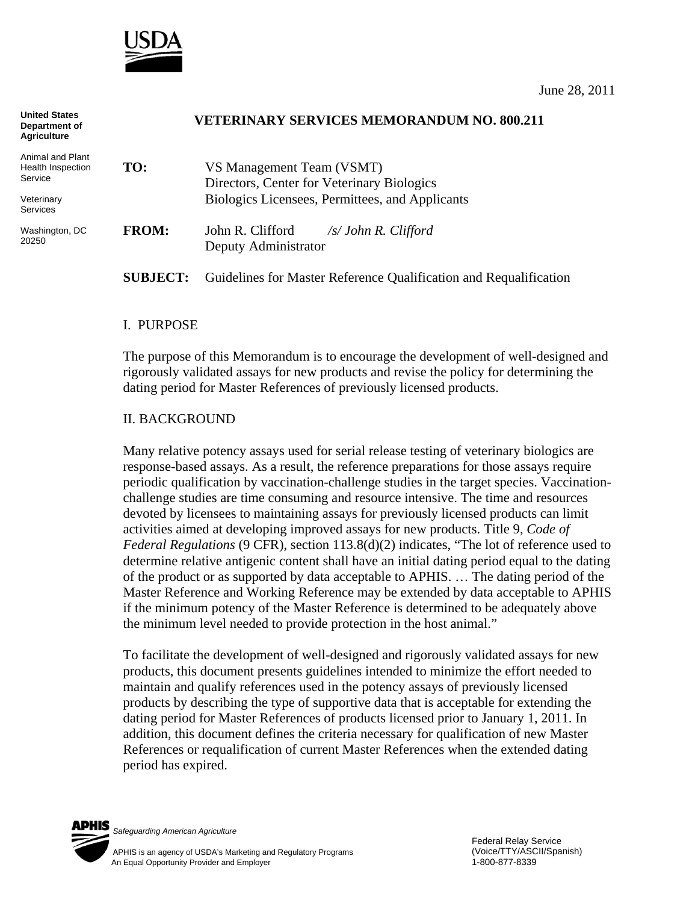June 28, 2011

United States Department of Agriculture

Animal and Plant Health Inspection Service

Veterinary Services

Washington, DC 20250

**VETERINARY SERVICES MEMORANDUM NO. 800.211**

**TO:** VS Management Team (VSMT)
Directors, Center for Veterinary Biologics
Biologics Licensees, Permittees, and Applicants

**FROM:** John R. Clifford *\/s/ John R. Clifford*
Deputy Administrator

**SUBJECT:** Guidelines for Master Reference Qualification and Requalification

## I. PURPOSE

The purpose of this Memorandum is to encourage the development of well-designed and rigorously validated assays for new products and revise the policy for determining the dating period for Master References of previously licensed products.

## II. BACKGROUND

Many relative potency assays used for serial release testing of veterinary biologics are response-based assays. As a result, the reference preparations for those assays require periodic qualification by vaccination-challenge studies in the target species. Vaccination-challenge studies are time consuming and resource intensive. The time and resources devoted by licensees to maintaining assays for previously licensed products can limit activities aimed at developing improved assays for new products. Title 9, *Code of Federal Regulations* (9 CFR), section 113.8(d)(2) indicates, "The lot of reference used to determine relative antigenic content shall have an initial dating period equal to the dating of the product or as supported by data acceptable to APHIS. … The dating period of the Master Reference and Working Reference may be extended by data acceptable to APHIS if the minimum potency of the Master Reference is determined to be adequately above the minimum level needed to provide protection in the host animal."

To facilitate the development of well-designed and rigorously validated assays for new products, this document presents guidelines intended to minimize the effort needed to maintain and qualify references used in the potency assays of previously licensed products by describing the type of supportive data that is acceptable for extending the dating period for Master References of products licensed prior to January 1, 2011. In addition, this document defines the criteria necessary for qualification of new Master References or requalification of current Master References when the extended dating period has expired.

APHIS *Safeguarding American Agriculture*

APHIS is an agency of USDA's Marketing and Regulatory Programs
An Equal Opportunity Provider and Employer

Federal Relay Service
(Voice/TTY/ASCII/Spanish)
1-800-877-8339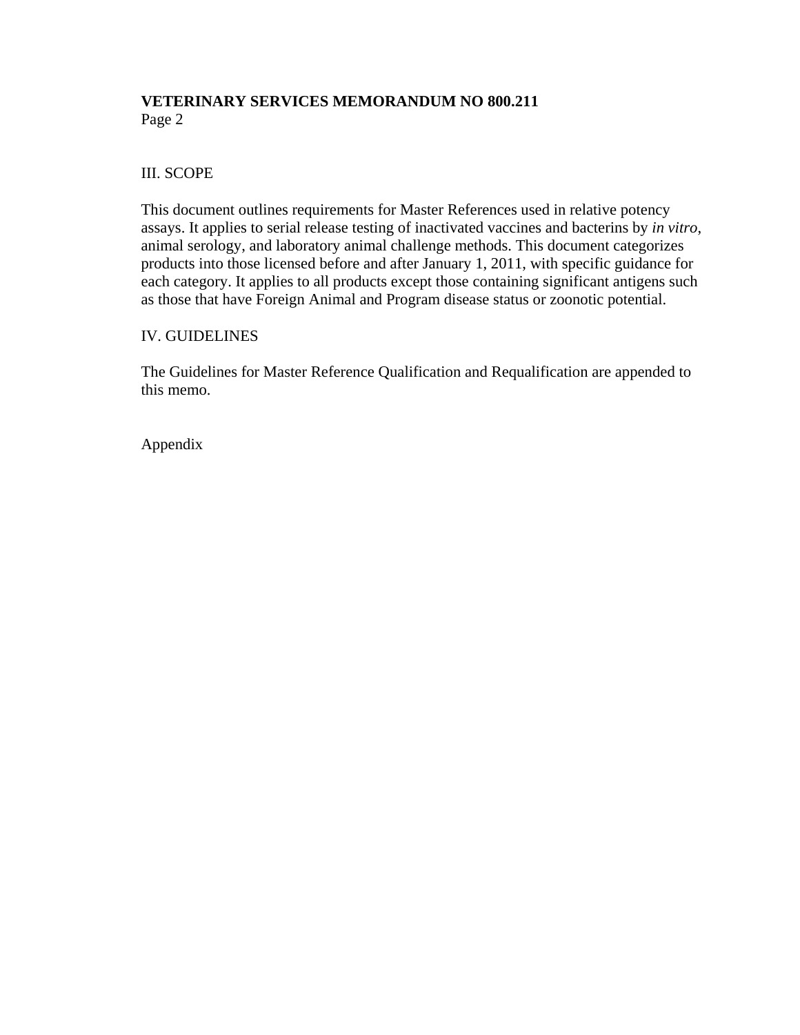## III. SCOPE

This document outlines requirements for Master References used in relative potency assays. It applies to serial release testing of inactivated vaccines and bacterins by *in vitro*, animal serology, and laboratory animal challenge methods. This document categorizes products into those licensed before and after January 1, 2011, with specific guidance for each category. It applies to all products except those containing significant antigens such as those that have Foreign Animal and Program disease status or zoonotic potential.

## IV. GUIDELINES

The Guidelines for Master Reference Qualification and Requalification are appended to this memo.

Appendix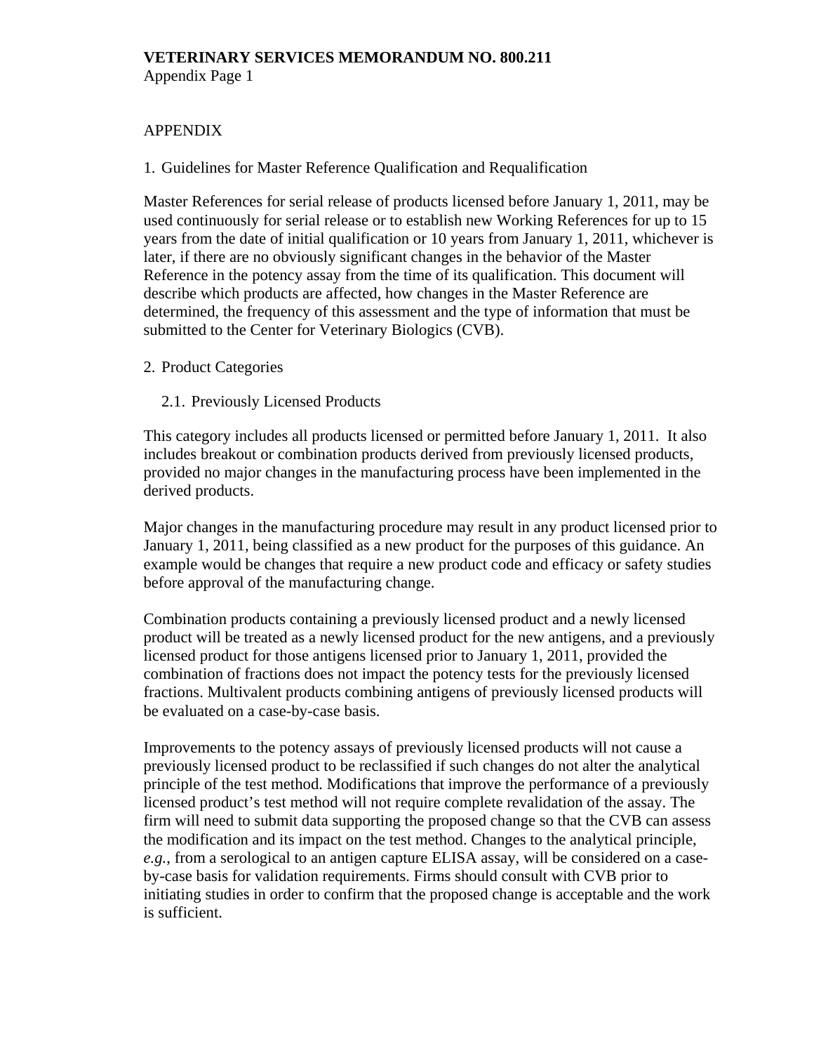# APPENDIX

## 1. Guidelines for Master Reference Qualification and Requalification

Master References for serial release of products licensed before January 1, 2011, may be used continuously for serial release or to establish new Working References for up to 15 years from the date of initial qualification or 10 years from January 1, 2011, whichever is later, if there are no obviously significant changes in the behavior of the Master Reference in the potency assay from the time of its qualification. This document will describe which products are affected, how changes in the Master Reference are determined, the frequency of this assessment and the type of information that must be submitted to the Center for Veterinary Biologics (CVB).

## 2. Product Categories

### 2.1. Previously Licensed Products

This category includes all products licensed or permitted before January 1, 2011. It also includes breakout or combination products derived from previously licensed products, provided no major changes in the manufacturing process have been implemented in the derived products.

Major changes in the manufacturing procedure may result in any product licensed prior to January 1, 2011, being classified as a new product for the purposes of this guidance. An example would be changes that require a new product code and efficacy or safety studies before approval of the manufacturing change.

Combination products containing a previously licensed product and a newly licensed product will be treated as a newly licensed product for the new antigens, and a previously licensed product for those antigens licensed prior to January 1, 2011, provided the combination of fractions does not impact the potency tests for the previously licensed fractions. Multivalent products combining antigens of previously licensed products will be evaluated on a case-by-case basis.

Improvements to the potency assays of previously licensed products will not cause a previously licensed product to be reclassified if such changes do not alter the analytical principle of the test method. Modifications that improve the performance of a previously licensed product's test method will not require complete revalidation of the assay. The firm will need to submit data supporting the proposed change so that the CVB can assess the modification and its impact on the test method. Changes to the analytical principle, *e.g.*, from a serological to an antigen capture ELISA assay, will be considered on a case-by-case basis for validation requirements. Firms should consult with CVB prior to initiating studies in order to confirm that the proposed change is acceptable and the work is sufficient.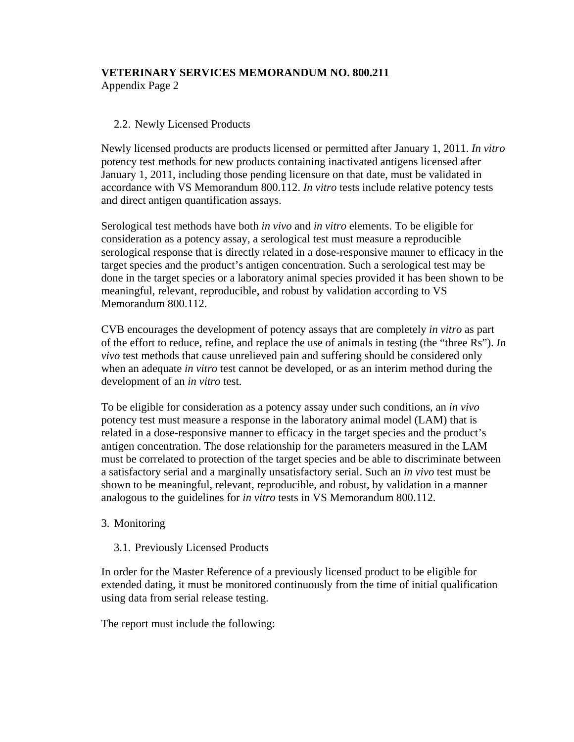2.2. Newly Licensed Products

Newly licensed products are products licensed or permitted after January 1, 2011. *In vitro* potency test methods for new products containing inactivated antigens licensed after January 1, 2011, including those pending licensure on that date, must be validated in accordance with VS Memorandum 800.112. *In vitro* tests include relative potency tests and direct antigen quantification assays.

Serological test methods have both *in vivo* and *in vitro* elements. To be eligible for consideration as a potency assay, a serological test must measure a reproducible serological response that is directly related in a dose-responsive manner to efficacy in the target species and the product's antigen concentration. Such a serological test may be done in the target species or a laboratory animal species provided it has been shown to be meaningful, relevant, reproducible, and robust by validation according to VS Memorandum 800.112.

CVB encourages the development of potency assays that are completely *in vitro* as part of the effort to reduce, refine, and replace the use of animals in testing (the "three Rs"). *In vivo* test methods that cause unrelieved pain and suffering should be considered only when an adequate *in vitro* test cannot be developed, or as an interim method during the development of an *in vitro* test.

To be eligible for consideration as a potency assay under such conditions, an *in vivo* potency test must measure a response in the laboratory animal model (LAM) that is related in a dose-responsive manner to efficacy in the target species and the product's antigen concentration. The dose relationship for the parameters measured in the LAM must be correlated to protection of the target species and be able to discriminate between a satisfactory serial and a marginally unsatisfactory serial. Such an *in vivo* test must be shown to be meaningful, relevant, reproducible, and robust, by validation in a manner analogous to the guidelines for *in vitro* tests in VS Memorandum 800.112.

3. Monitoring

3.1. Previously Licensed Products

In order for the Master Reference of a previously licensed product to be eligible for extended dating, it must be monitored continuously from the time of initial qualification using data from serial release testing.

The report must include the following: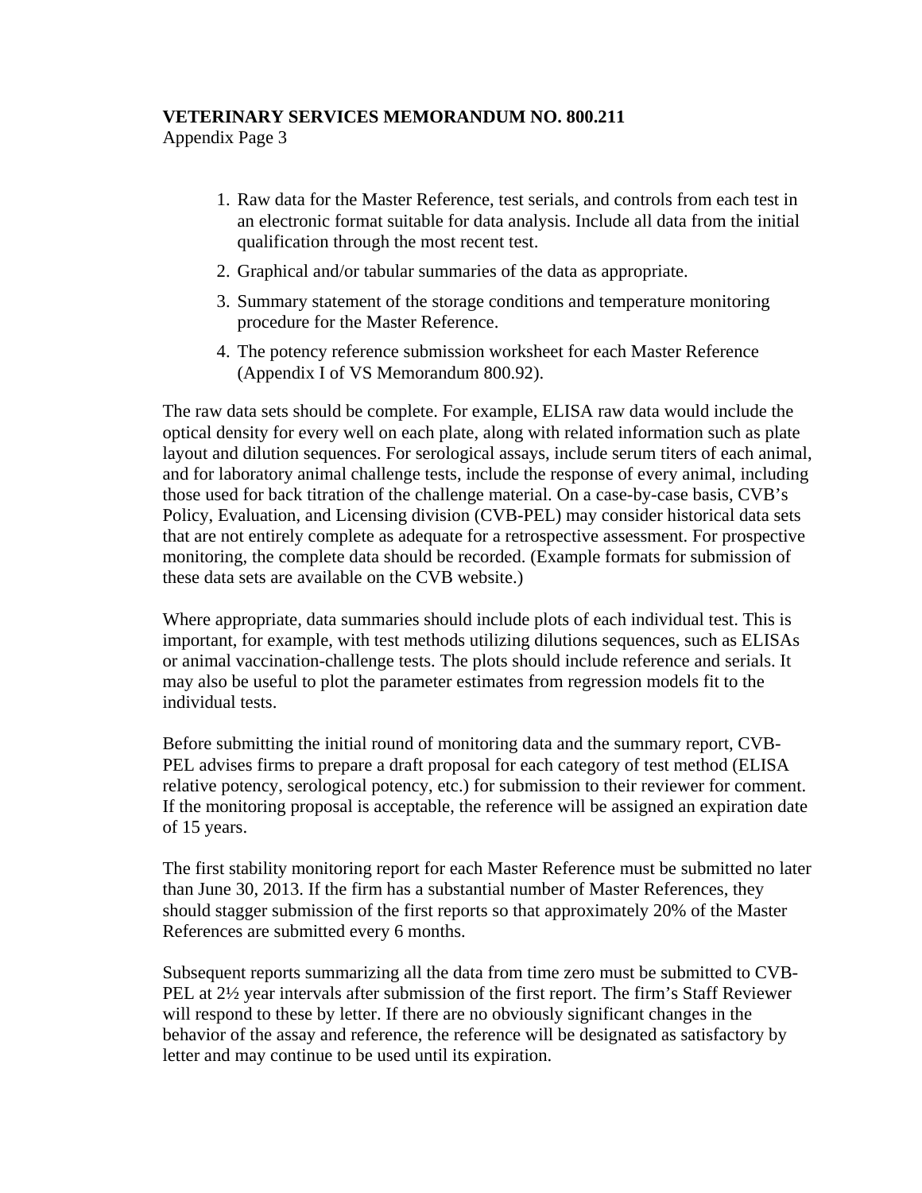1. Raw data for the Master Reference, test serials, and controls from each test in an electronic format suitable for data analysis. Include all data from the initial qualification through the most recent test.
2. Graphical and/or tabular summaries of the data as appropriate.
3. Summary statement of the storage conditions and temperature monitoring procedure for the Master Reference.
4. The potency reference submission worksheet for each Master Reference (Appendix I of VS Memorandum 800.92).

The raw data sets should be complete. For example, ELISA raw data would include the optical density for every well on each plate, along with related information such as plate layout and dilution sequences. For serological assays, include serum titers of each animal, and for laboratory animal challenge tests, include the response of every animal, including those used for back titration of the challenge material. On a case-by-case basis, CVB's Policy, Evaluation, and Licensing division (CVB-PEL) may consider historical data sets that are not entirely complete as adequate for a retrospective assessment. For prospective monitoring, the complete data should be recorded. (Example formats for submission of these data sets are available on the CVB website.)

Where appropriate, data summaries should include plots of each individual test. This is important, for example, with test methods utilizing dilutions sequences, such as ELISAs or animal vaccination-challenge tests. The plots should include reference and serials. It may also be useful to plot the parameter estimates from regression models fit to the individual tests.

Before submitting the initial round of monitoring data and the summary report, CVB-PEL advises firms to prepare a draft proposal for each category of test method (ELISA relative potency, serological potency, etc.) for submission to their reviewer for comment. If the monitoring proposal is acceptable, the reference will be assigned an expiration date of 15 years.

The first stability monitoring report for each Master Reference must be submitted no later than June 30, 2013. If the firm has a substantial number of Master References, they should stagger submission of the first reports so that approximately 20% of the Master References are submitted every 6 months.

Subsequent reports summarizing all the data from time zero must be submitted to CVB-PEL at 2½ year intervals after submission of the first report. The firm's Staff Reviewer will respond to these by letter. If there are no obviously significant changes in the behavior of the assay and reference, the reference will be designated as satisfactory by letter and may continue to be used until its expiration.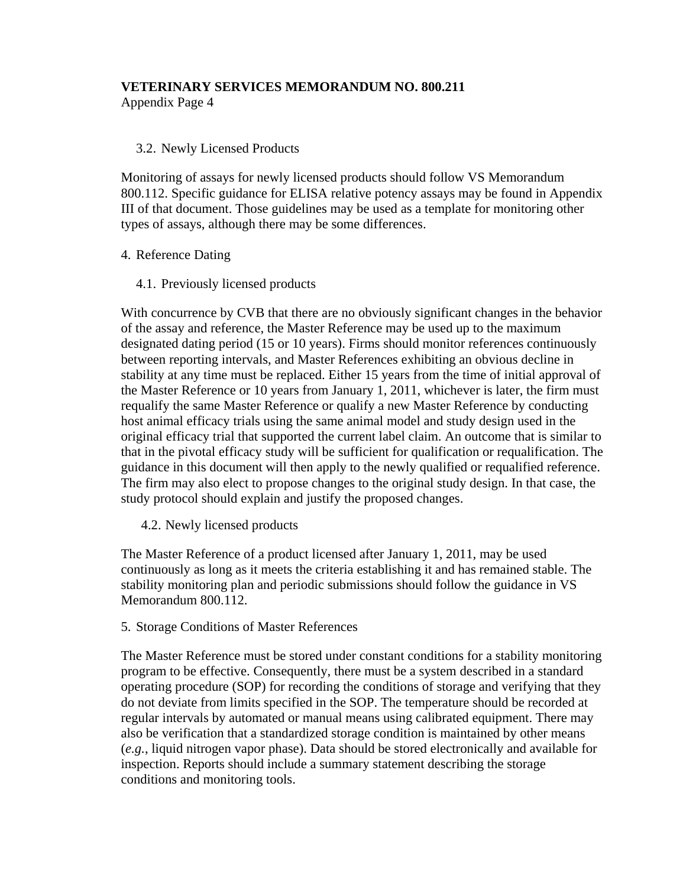### 3.2. Newly Licensed Products

Monitoring of assays for newly licensed products should follow VS Memorandum 800.112. Specific guidance for ELISA relative potency assays may be found in Appendix III of that document. Those guidelines may be used as a template for monitoring other types of assays, although there may be some differences.

## 4. Reference Dating

### 4.1. Previously licensed products

With concurrence by CVB that there are no obviously significant changes in the behavior of the assay and reference, the Master Reference may be used up to the maximum designated dating period (15 or 10 years). Firms should monitor references continuously between reporting intervals, and Master References exhibiting an obvious decline in stability at any time must be replaced. Either 15 years from the time of initial approval of the Master Reference or 10 years from January 1, 2011, whichever is later, the firm must requalify the same Master Reference or qualify a new Master Reference by conducting host animal efficacy trials using the same animal model and study design used in the original efficacy trial that supported the current label claim. An outcome that is similar to that in the pivotal efficacy study will be sufficient for qualification or requalification. The guidance in this document will then apply to the newly qualified or requalified reference. The firm may also elect to propose changes to the original study design. In that case, the study protocol should explain and justify the proposed changes.

### 4.2. Newly licensed products

The Master Reference of a product licensed after January 1, 2011, may be used continuously as long as it meets the criteria establishing it and has remained stable. The stability monitoring plan and periodic submissions should follow the guidance in VS Memorandum 800.112.

## 5. Storage Conditions of Master References

The Master Reference must be stored under constant conditions for a stability monitoring program to be effective. Consequently, there must be a system described in a standard operating procedure (SOP) for recording the conditions of storage and verifying that they do not deviate from limits specified in the SOP. The temperature should be recorded at regular intervals by automated or manual means using calibrated equipment. There may also be verification that a standardized storage condition is maintained by other means (*e.g.*, liquid nitrogen vapor phase). Data should be stored electronically and available for inspection. Reports should include a summary statement describing the storage conditions and monitoring tools.